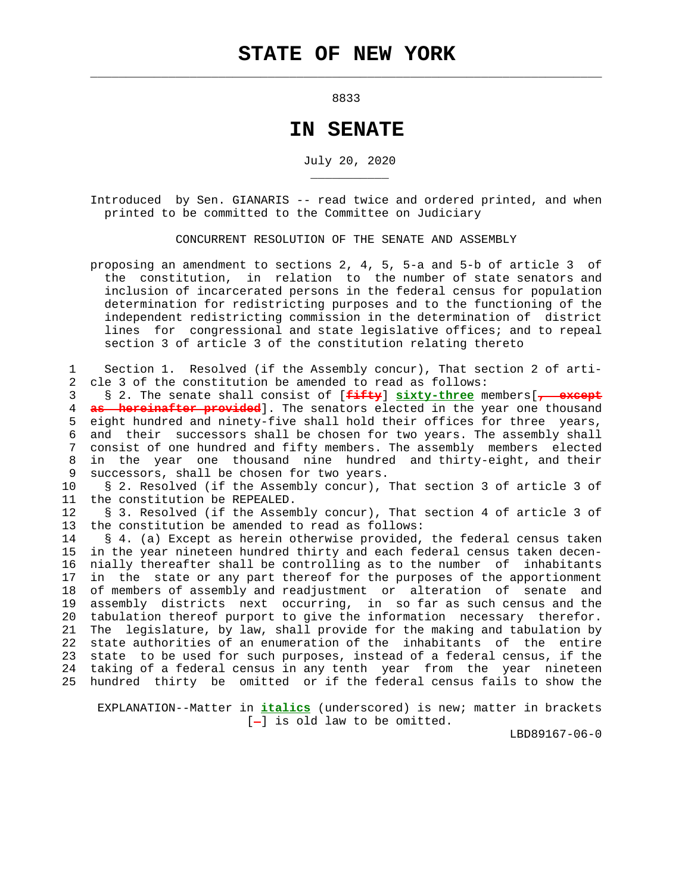# STATE OF NEW YORK

8833

# IN SENATE

July 20, 2020

Introduced by Sen. GIANARIS -- read twice and ordered printed, and when printed to be committed to the Committee on Judiciary

CONCURRENT RESOLUTION OF THE SENATE AND ASSEMBLY

proposing an amendment to sections 2, 4, 5, 5-a and 5-b of article 3 of the constitution, in relation to the number of state senators and inclusion of incarcerated persons in the federal census for population determination for redistricting purposes and to the functioning of the independent redistricting commission in the determination of district lines for congressional and state legislative offices; and to repeal section 3 of article 3 of the constitution relating thereto

1 Section 1. Resolved (if the Assembly concur), That section 2 of arti-
2 cle 3 of the constitution be amended to read as follows:
3 § 2. The senate shall consist of [~~fifty~~] **_sixty-three_** members[~~, except~~
4 ~~as hereinafter provided~~]. The senators elected in the year one thousand
5 eight hundred and ninety-five shall hold their offices for three years,
6 and their successors shall be chosen for two years. The assembly shall
7 consist of one hundred and fifty members. The assembly members elected
8 in the year one thousand nine hundred and thirty-eight, and their
9 successors, shall be chosen for two years.
10 § 2. Resolved (if the Assembly concur), That section 3 of article 3 of
11 the constitution be REPEALED.
12 § 3. Resolved (if the Assembly concur), That section 4 of article 3 of
13 the constitution be amended to read as follows:
14 § 4. (a) Except as herein otherwise provided, the federal census taken
15 in the year nineteen hundred thirty and each federal census taken decen-
16 nially thereafter shall be controlling as to the number of inhabitants
17 in the state or any part thereof for the purposes of the apportionment
18 of members of assembly and readjustment or alteration of senate and
19 assembly districts next occurring, in so far as such census and the
20 tabulation thereof purport to give the information necessary therefor.
21 The legislature, by law, shall provide for the making and tabulation by
22 state authorities of an enumeration of the inhabitants of the entire
23 state to be used for such purposes, instead of a federal census, if the
24 taking of a federal census in any tenth year from the year nineteen
25 hundred thirty be omitted or if the federal census fails to show the

EXPLANATION--Matter in **_italics_** (underscored) is new; matter in brackets [~~-~~] is old law to be omitted.

LBD89167-06-0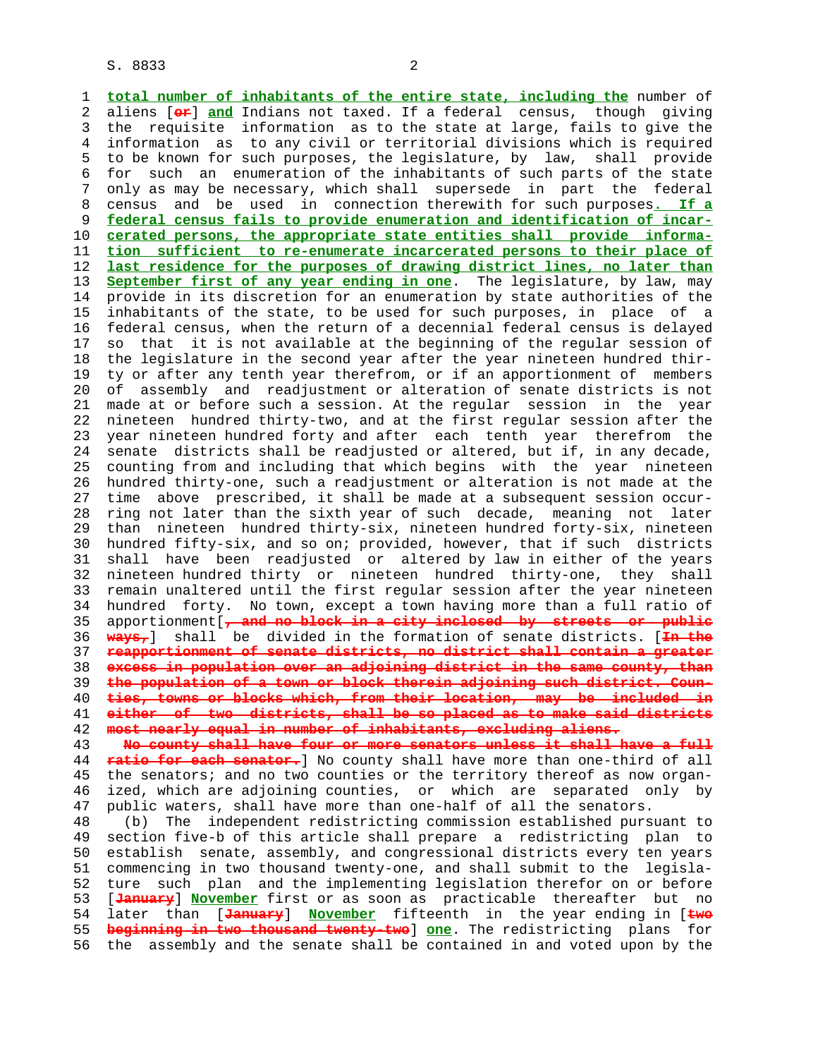total number of inhabitants of the entire state, including the number of aliens [or] and Indians not taxed. If a federal census, though giving the requisite information as to the state at large, fails to give the information as to any civil or territorial divisions which is required to be known for such purposes, the legislature, by law, shall provide for such an enumeration of the inhabitants of such parts of the state only as may be necessary, which shall supersede in part the federal census and be used in connection therewith for such purposes. If a federal census fails to provide enumeration and identification of incarcerated persons, the appropriate state entities shall provide information sufficient to re-enumerate incarcerated persons to their place of last residence for the purposes of drawing district lines, no later than September first of any year ending in one. The legislature, by law, may provide in its discretion for an enumeration by state authorities of the inhabitants of the state, to be used for such purposes, in place of a federal census, when the return of a decennial federal census is delayed so that it is not available at the beginning of the regular session of the legislature in the second year after the year nineteen hundred thirty or after any tenth year therefrom, or if an apportionment of members of assembly and readjustment or alteration of senate districts is not made at or before such a session. At the regular session in the year nineteen hundred thirty-two, and at the first regular session after the year nineteen hundred forty and after each tenth year therefrom the senate districts shall be readjusted or altered, but if, in any decade, counting from and including that which begins with the year nineteen hundred thirty-one, such a readjustment or alteration is not made at the time above prescribed, it shall be made at a subsequent session occurring not later than the sixth year of such decade, meaning not later than nineteen hundred thirty-six, nineteen hundred forty-six, nineteen hundred fifty-six, and so on; provided, however, that if such districts shall have been readjusted or altered by law in either of the years nineteen hundred thirty or nineteen hundred thirty-one, they shall remain unaltered until the first regular session after the year nineteen hundred forty. No town, except a town having more than a full ratio of apportionment[, and no block in a city inclosed by streets or public ways,] shall be divided in the formation of senate districts. [In the reapportionment of senate districts, no district shall contain a greater excess in population over an adjoining district in the same county, than the population of a town or block therein adjoining such district. Counties, towns or blocks which, from their location, may be included in either of two districts, shall be so placed as to make said districts most nearly equal in number of inhabitants, excluding aliens.

No county shall have four or more senators unless it shall have a full ratio for each senator.] No county shall have more than one-third of all the senators; and no two counties or the territory thereof as now organized, which are adjoining counties, or which are separated only by public waters, shall have more than one-half of all the senators.

(b) The independent redistricting commission established pursuant to section five-b of this article shall prepare a redistricting plan to establish senate, assembly, and congressional districts every ten years commencing in two thousand twenty-one, and shall submit to the legislature such plan and the implementing legislation therefor on or before [January] November first or as soon as practicable thereafter but no later than [January] November fifteenth in the year ending in [two beginning in two thousand twenty-two] one. The redistricting plans for the assembly and the senate shall be contained in and voted upon by the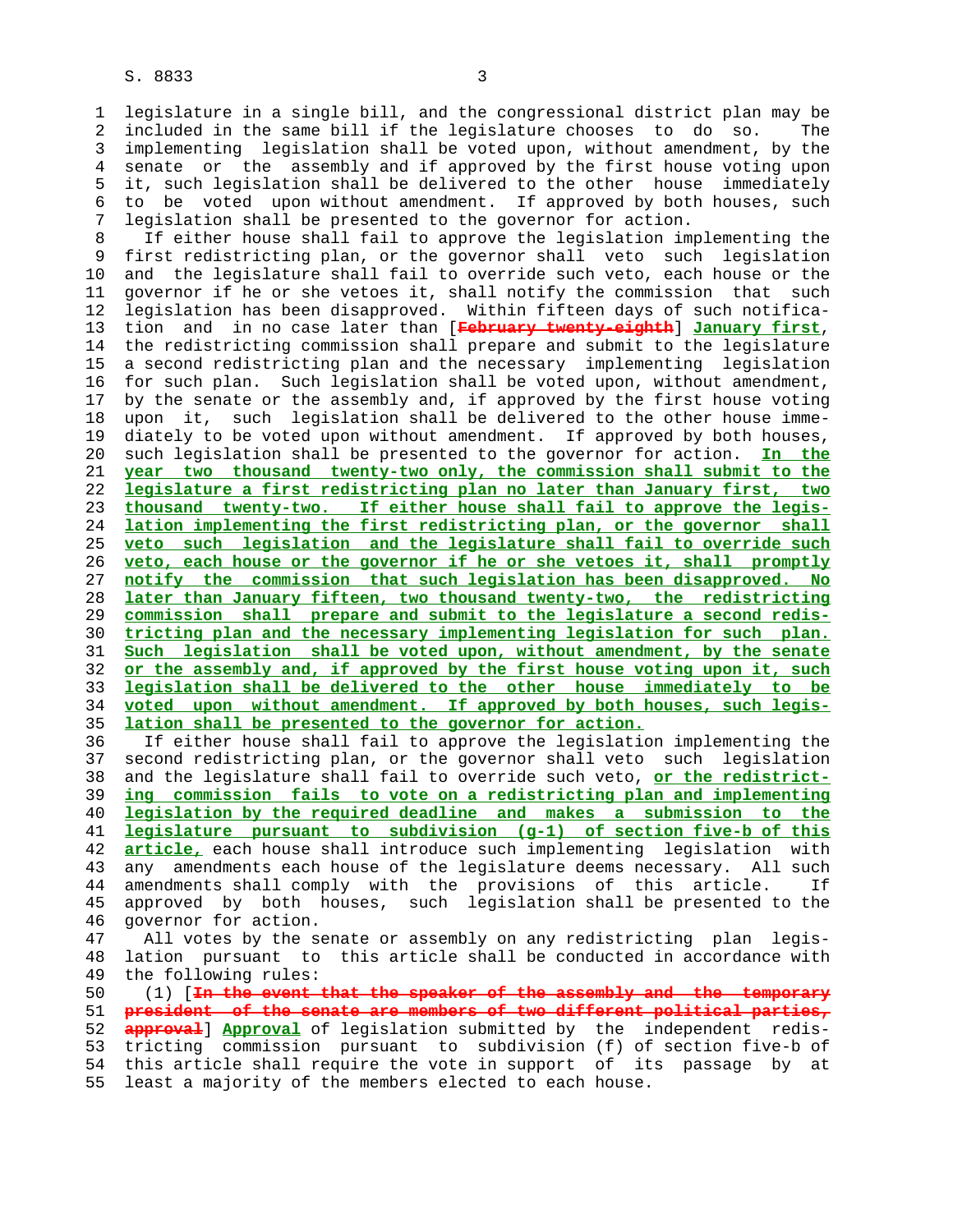legislature in a single bill, and the congressional district plan may be included in the same bill if the legislature chooses to do so. The implementing legislation shall be voted upon, without amendment, by the senate or the assembly and if approved by the first house voting upon it, such legislation shall be delivered to the other house immediately to be voted upon without amendment. If approved by both houses, such legislation shall be presented to the governor for action.

If either house shall fail to approve the legislation implementing the first redistricting plan, or the governor shall veto such legislation and the legislature shall fail to override such veto, each house or the governor if he or she vetoes it, shall notify the commission that such legislation has been disapproved. Within fifteen days of such notification and in no case later than [~~February twenty-eighth~~] January first, the redistricting commission shall prepare and submit to the legislature a second redistricting plan and the necessary implementing legislation for such plan. Such legislation shall be voted upon, without amendment, by the senate or the assembly and, if approved by the first house voting upon it, such legislation shall be delivered to the other house immediately to be voted upon without amendment. If approved by both houses, such legislation shall be presented to the governor for action. In the year two thousand twenty-two only, the commission shall submit to the legislature a first redistricting plan no later than January first, two thousand twenty-two. If either house shall fail to approve the legislation implementing the first redistricting plan, or the governor shall veto such legislation and the legislature shall fail to override such veto, each house or the governor if he or she vetoes it, shall promptly notify the commission that such legislation has been disapproved. No later than January fifteen, two thousand twenty-two, the redistricting commission shall prepare and submit to the legislature a second redistricting plan and the necessary implementing legislation for such plan. Such legislation shall be voted upon, without amendment, by the senate or the assembly and, if approved by the first house voting upon it, such legislation shall be delivered to the other house immediately to be voted upon without amendment. If approved by both houses, such legislation shall be presented to the governor for action.

If either house shall fail to approve the legislation implementing the second redistricting plan, or the governor shall veto such legislation and the legislature shall fail to override such veto, or the redistricting commission fails to vote on a redistricting plan and implementing legislation by the required deadline and makes a submission to the legislature pursuant to subdivision (g-1) of section five-b of this article, each house shall introduce such implementing legislation with any amendments each house of the legislature deems necessary. All such amendments shall comply with the provisions of this article. If approved by both houses, such legislation shall be presented to the governor for action.

All votes by the senate or assembly on any redistricting plan legislation pursuant to this article shall be conducted in accordance with the following rules:

(1) [~~In the event that the speaker of the assembly and the temporary president of the senate are members of two different political parties, approval~~] Approval of legislation submitted by the independent redistricting commission pursuant to subdivision (f) of section five-b of this article shall require the vote in support of its passage by at least a majority of the members elected to each house.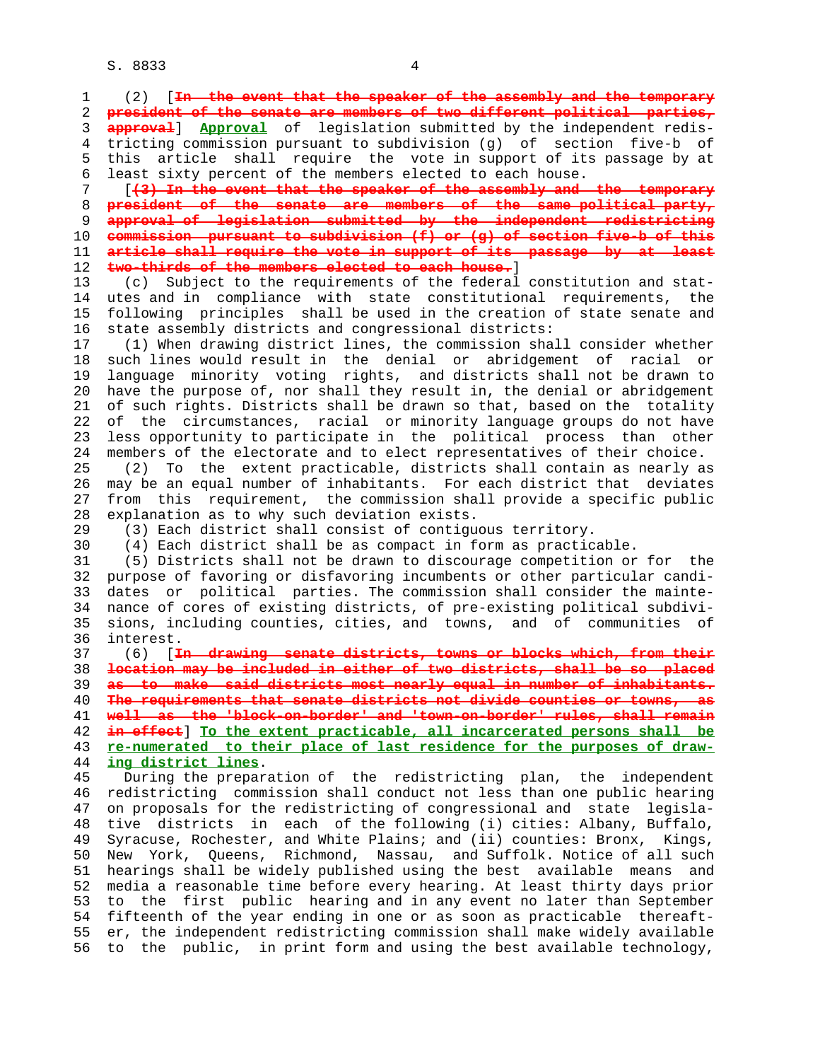(2) [~~In the event that the speaker of the assembly and the temporary president of the senate are members of two different political parties, approval~~] **Approval** of legislation submitted by the independent redistricting commission pursuant to subdivision (g) of section five-b of this article shall require the vote in support of its passage by at least sixty percent of the members elected to each house.

[~~(3) In the event that the speaker of the assembly and the temporary president of the senate are members of the same political party, approval of legislation submitted by the independent redistricting commission pursuant to subdivision (f) or (g) of section five-b of this article shall require the vote in support of its passage by at least two-thirds of the members elected to each house.~~]

(c) Subject to the requirements of the federal constitution and statutes and in compliance with state constitutional requirements, the following principles shall be used in the creation of state senate and state assembly districts and congressional districts:

(1) When drawing district lines, the commission shall consider whether such lines would result in the denial or abridgement of racial or language minority voting rights, and districts shall not be drawn to have the purpose of, nor shall they result in, the denial or abridgement of such rights. Districts shall be drawn so that, based on the totality of the circumstances, racial or minority language groups do not have less opportunity to participate in the political process than other members of the electorate and to elect representatives of their choice.

(2) To the extent practicable, districts shall contain as nearly as may be an equal number of inhabitants. For each district that deviates from this requirement, the commission shall provide a specific public explanation as to why such deviation exists.

(3) Each district shall consist of contiguous territory.

(4) Each district shall be as compact in form as practicable.

(5) Districts shall not be drawn to discourage competition or for the purpose of favoring or disfavoring incumbents or other particular candidates or political parties. The commission shall consider the maintenance of cores of existing districts, of pre-existing political subdivisions, including counties, cities, and towns, and of communities of interest.

(6) [~~In drawing senate districts, towns or blocks which, from their location may be included in either of two districts, shall be so placed as to make said districts most nearly equal in number of inhabitants. The requirements that senate districts not divide counties or towns, as well as the 'block-on-border' and 'town-on-border' rules, shall remain in effect~~] **To the extent practicable, all incarcerated persons shall be re-numerated to their place of last residence for the purposes of drawing district lines**.

During the preparation of the redistricting plan, the independent redistricting commission shall conduct not less than one public hearing on proposals for the redistricting of congressional and state legislative districts in each of the following (i) cities: Albany, Buffalo, Syracuse, Rochester, and White Plains; and (ii) counties: Bronx, Kings, New York, Queens, Richmond, Nassau, and Suffolk. Notice of all such hearings shall be widely published using the best available means and media a reasonable time before every hearing. At least thirty days prior to the first public hearing and in any event no later than September fifteenth of the year ending in one or as soon as practicable thereafter, the independent redistricting commission shall make widely available to the public, in print form and using the best available technology,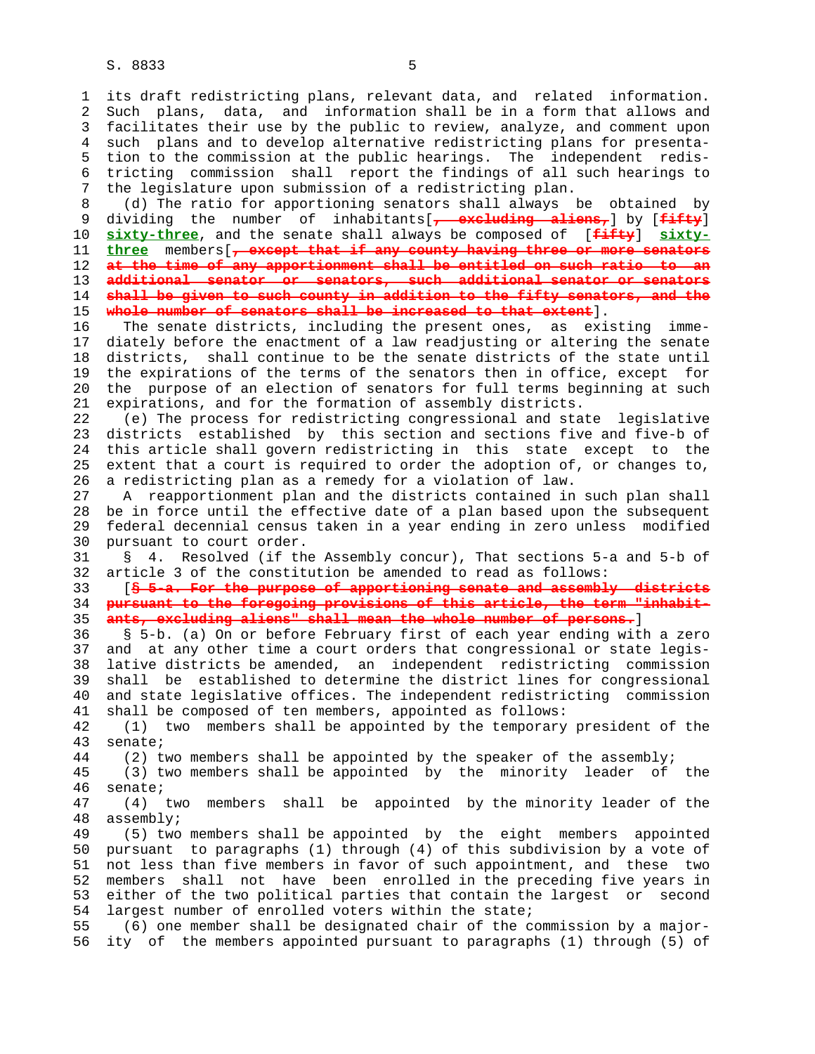its draft redistricting plans, relevant data, and related information. Such plans, data, and information shall be in a form that allows and facilitates their use by the public to review, analyze, and comment upon such plans and to develop alternative redistricting plans for presentation to the commission at the public hearings. The independent redistricting commission shall report the findings of all such hearings to the legislature upon submission of a redistricting plan.

(d) The ratio for apportioning senators shall always be obtained by dividing the number of inhabitants[~~, excluding aliens,~~] by [~~fifty~~] **sixty-three**, and the senate shall always be composed of [~~fifty~~] **sixty-three** members[~~, except that if any county having three or more senators at the time of any apportionment shall be entitled on such ratio to an additional senator or senators, such additional senator or senators shall be given to such county in addition to the fifty senators, and the whole number of senators shall be increased to that extent~~].

The senate districts, including the present ones, as existing immediately before the enactment of a law readjusting or altering the senate districts, shall continue to be the senate districts of the state until the expirations of the terms of the senators then in office, except for the purpose of an election of senators for full terms beginning at such expirations, and for the formation of assembly districts.

(e) The process for redistricting congressional and state legislative districts established by this section and sections five and five-b of this article shall govern redistricting in this state except to the extent that a court is required to order the adoption of, or changes to, a redistricting plan as a remedy for a violation of law.

A reapportionment plan and the districts contained in such plan shall be in force until the effective date of a plan based upon the subsequent federal decennial census taken in a year ending in zero unless modified pursuant to court order.

§ 4. Resolved (if the Assembly concur), That sections 5-a and 5-b of article 3 of the constitution be amended to read as follows:

[~~§ 5-a. For the purpose of apportioning senate and assembly districts pursuant to the foregoing provisions of this article, the term "inhabitants, excluding aliens" shall mean the whole number of persons.~~]

§ 5-b. (a) On or before February first of each year ending with a zero and at any other time a court orders that congressional or state legislative districts be amended, an independent redistricting commission shall be established to determine the district lines for congressional and state legislative offices. The independent redistricting commission shall be composed of ten members, appointed as follows:

(1) two members shall be appointed by the temporary president of the senate;

(2) two members shall be appointed by the speaker of the assembly;

(3) two members shall be appointed by the minority leader of the senate;

(4) two members shall be appointed by the minority leader of the assembly;

(5) two members shall be appointed by the eight members appointed pursuant to paragraphs (1) through (4) of this subdivision by a vote of not less than five members in favor of such appointment, and these two members shall not have been enrolled in the preceding five years in either of the two political parties that contain the largest or second largest number of enrolled voters within the state;

(6) one member shall be designated chair of the commission by a majority of the members appointed pursuant to paragraphs (1) through (5) of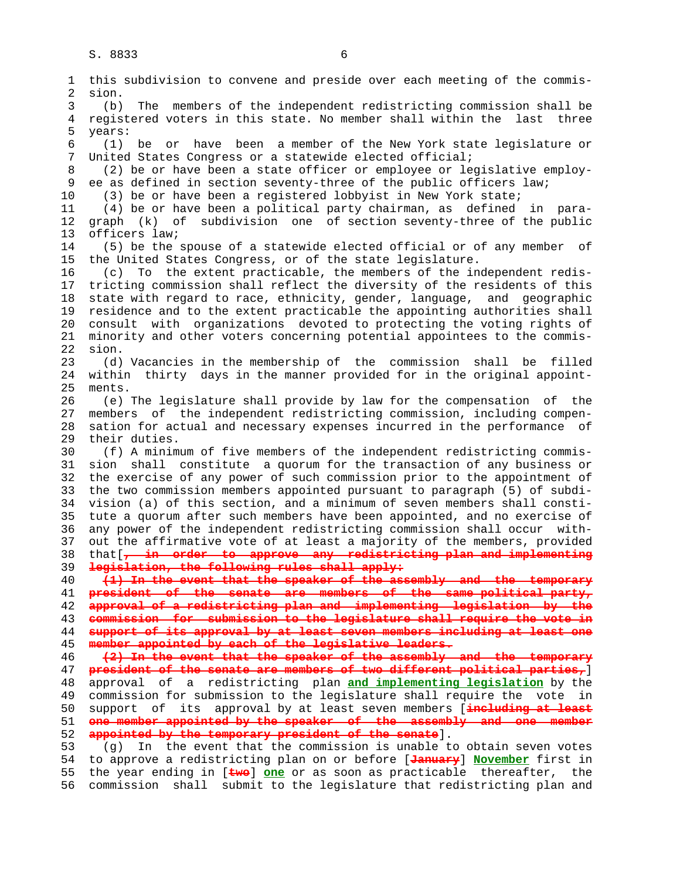this subdivision to convene and preside over each meeting of the commission.

(b) The members of the independent redistricting commission shall be registered voters in this state. No member shall within the last three years:

(1) be or have been a member of the New York state legislature or United States Congress or a statewide elected official;

(2) be or have been a state officer or employee or legislative employee as defined in section seventy-three of the public officers law;

(3) be or have been a registered lobbyist in New York state;

(4) be or have been a political party chairman, as defined in paragraph (k) of subdivision one of section seventy-three of the public officers law;

(5) be the spouse of a statewide elected official or of any member of the United States Congress, or of the state legislature.

(c) To the extent practicable, the members of the independent redistricting commission shall reflect the diversity of the residents of this state with regard to race, ethnicity, gender, language, and geographic residence and to the extent practicable the appointing authorities shall consult with organizations devoted to protecting the voting rights of minority and other voters concerning potential appointees to the commission.

(d) Vacancies in the membership of the commission shall be filled within thirty days in the manner provided for in the original appointments.

(e) The legislature shall provide by law for the compensation of the members of the independent redistricting commission, including compensation for actual and necessary expenses incurred in the performance of their duties.

(f) A minimum of five members of the independent redistricting commission shall constitute a quorum for the transaction of any business or the exercise of any power of such commission prior to the appointment of the two commission members appointed pursuant to paragraph (5) of subdivision (a) of this section, and a minimum of seven members shall constitute a quorum after such members have been appointed, and no exercise of any power of the independent redistricting commission shall occur without the affirmative vote of at least a majority of the members, provided that[~~, in order to approve any redistricting plan and implementing legislation, the following rules shall apply:~~

~~(1) In the event that the speaker of the assembly and the temporary president of the senate are members of the same political party, approval of a redistricting plan and implementing legislation by the commission for submission to the legislature shall require the vote in support of its approval by at least seven members including at least one member appointed by each of the legislative leaders.~~

~~(2) In the event that the speaker of the assembly and the temporary president of the senate are members of two different political parties,~~] approval of a redistricting plan **and implementing legislation** by the commission for submission to the legislature shall require the vote in support of its approval by at least seven members [~~including at least one member appointed by the speaker of the assembly and one member appointed by the temporary president of the senate~~].

(g) In the event that the commission is unable to obtain seven votes to approve a redistricting plan on or before [~~January~~] **November** first in the year ending in [~~two~~] **one** or as soon as practicable thereafter, the commission shall submit to the legislature that redistricting plan and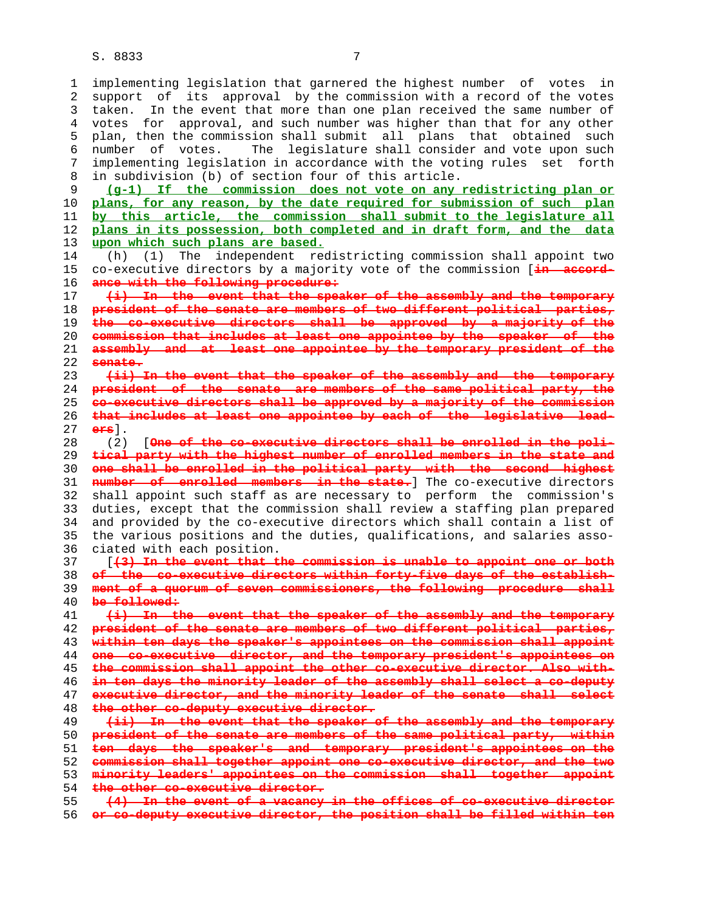implementing legislation that garnered the highest number of votes in support of its approval by the commission with a record of the votes taken. In the event that more than one plan received the same number of votes for approval, and such number was higher than that for any other plan, then the commission shall submit all plans that obtained such number of votes. The legislature shall consider and vote upon such implementing legislation in accordance with the voting rules set forth in subdivision (b) of section four of this article.

<u>(g-1) If the commission does not vote on any redistricting plan or plans, for any reason, by the date required for submission of such plan by this article, the commission shall submit to the legislature all plans in its possession, both completed and in draft form, and the data upon which such plans are based.</u>

(h) (1) The independent redistricting commission shall appoint two co-executive directors by a majority vote of the commission [~~in accordance with the following procedure:~~

~~(i) In the event that the speaker of the assembly and the temporary president of the senate are members of two different political parties, the co-executive directors shall be approved by a majority of the commission that includes at least one appointee by the speaker of the assembly and at least one appointee by the temporary president of the senate.~~

~~(ii) In the event that the speaker of the assembly and the temporary president of the senate are members of the same political party, the co-executive directors shall be approved by a majority of the commission that includes at least one appointee by each of the legislative leaders~~].

(2) [~~One of the co-executive directors shall be enrolled in the political party with the highest number of enrolled members in the state and one shall be enrolled in the political party with the second highest number of enrolled members in the state.~~] The co-executive directors shall appoint such staff as are necessary to perform the commission's duties, except that the commission shall review a staffing plan prepared and provided by the co-executive directors which shall contain a list of the various positions and the duties, qualifications, and salaries associated with each position.

[~~(3) In the event that the commission is unable to appoint one or both of the co-executive directors within forty-five days of the establishment of a quorum of seven commissioners, the following procedure shall be followed:~~

~~(i) In the event that the speaker of the assembly and the temporary president of the senate are members of two different political parties, within ten days the speaker's appointees on the commission shall appoint one co-executive director, and the temporary president's appointees on the commission shall appoint the other co-executive director. Also within ten days the minority leader of the assembly shall select a co-deputy executive director, and the minority leader of the senate shall select the other co-deputy executive director.~~

~~(ii) In the event that the speaker of the assembly and the temporary president of the senate are members of the same political party, within ten days the speaker's and temporary president's appointees on the commission shall together appoint one co-executive director, and the two minority leaders' appointees on the commission shall together appoint the other co-executive director.~~

~~(4) In the event of a vacancy in the offices of co-executive director or co-deputy executive director, the position shall be filled within ten~~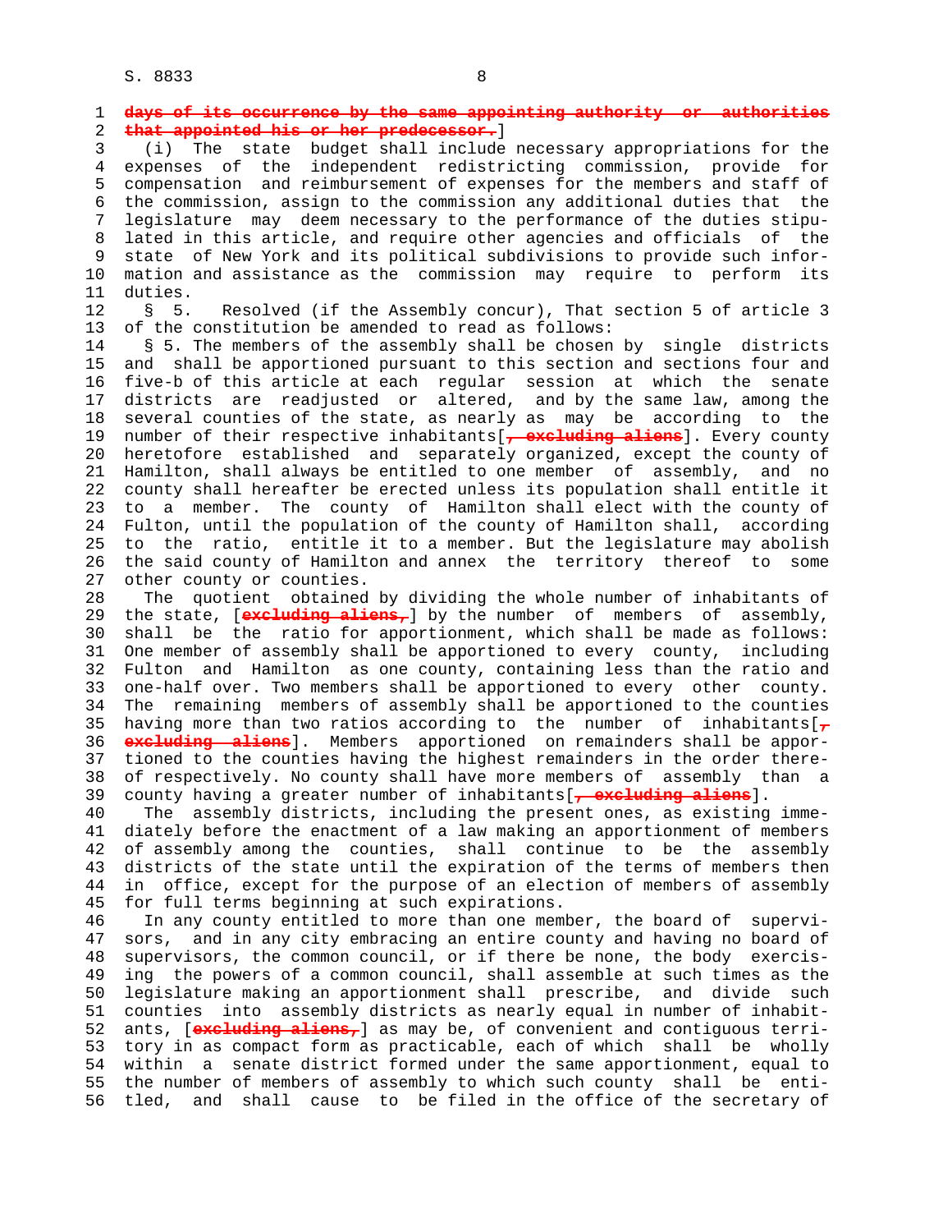~~days of its occurrence by the same appointing authority or authorities that appointed his or her predecessor.~~]

(i) The state budget shall include necessary appropriations for the expenses of the independent redistricting commission, provide for compensation and reimbursement of expenses for the members and staff of the commission, assign to the commission any additional duties that the legislature may deem necessary to the performance of the duties stipulated in this article, and require other agencies and officials of the state of New York and its political subdivisions to provide such information and assistance as the commission may require to perform its duties.

§ 5. Resolved (if the Assembly concur), That section 5 of article 3 of the constitution be amended to read as follows:

§ 5. The members of the assembly shall be chosen by single districts and shall be apportioned pursuant to this section and sections four and five-b of this article at each regular session at which the senate districts are readjusted or altered, and by the same law, among the several counties of the state, as nearly as may be according to the number of their respective inhabitants[~~, excluding aliens~~]. Every county heretofore established and separately organized, except the county of Hamilton, shall always be entitled to one member of assembly, and no county shall hereafter be erected unless its population shall entitle it to a member. The county of Hamilton shall elect with the county of Fulton, until the population of the county of Hamilton shall, according to the ratio, entitle it to a member. But the legislature may abolish the said county of Hamilton and annex the territory thereof to some other county or counties.

The quotient obtained by dividing the whole number of inhabitants of the state, [~~excluding aliens,~~] by the number of members of assembly, shall be the ratio for apportionment, which shall be made as follows: One member of assembly shall be apportioned to every county, including Fulton and Hamilton as one county, containing less than the ratio and one-half over. Two members shall be apportioned to every other county. The remaining members of assembly shall be apportioned to the counties having more than two ratios according to the number of inhabitants[~~, excluding aliens~~]. Members apportioned on remainders shall be apportioned to the counties having the highest remainders in the order thereof respectively. No county shall have more members of assembly than a county having a greater number of inhabitants[~~, excluding aliens~~].

The assembly districts, including the present ones, as existing immediately before the enactment of a law making an apportionment of members of assembly among the counties, shall continue to be the assembly districts of the state until the expiration of the terms of members then in office, except for the purpose of an election of members of assembly for full terms beginning at such expirations.

In any county entitled to more than one member, the board of supervisors, and in any city embracing an entire county and having no board of supervisors, the common council, or if there be none, the body exercising the powers of a common council, shall assemble at such times as the legislature making an apportionment shall prescribe, and divide such counties into assembly districts as nearly equal in number of inhabitants, [~~excluding aliens,~~] as may be, of convenient and contiguous territory in as compact form as practicable, each of which shall be wholly within a senate district formed under the same apportionment, equal to the number of members of assembly to which such county shall be entitled, and shall cause to be filed in the office of the secretary of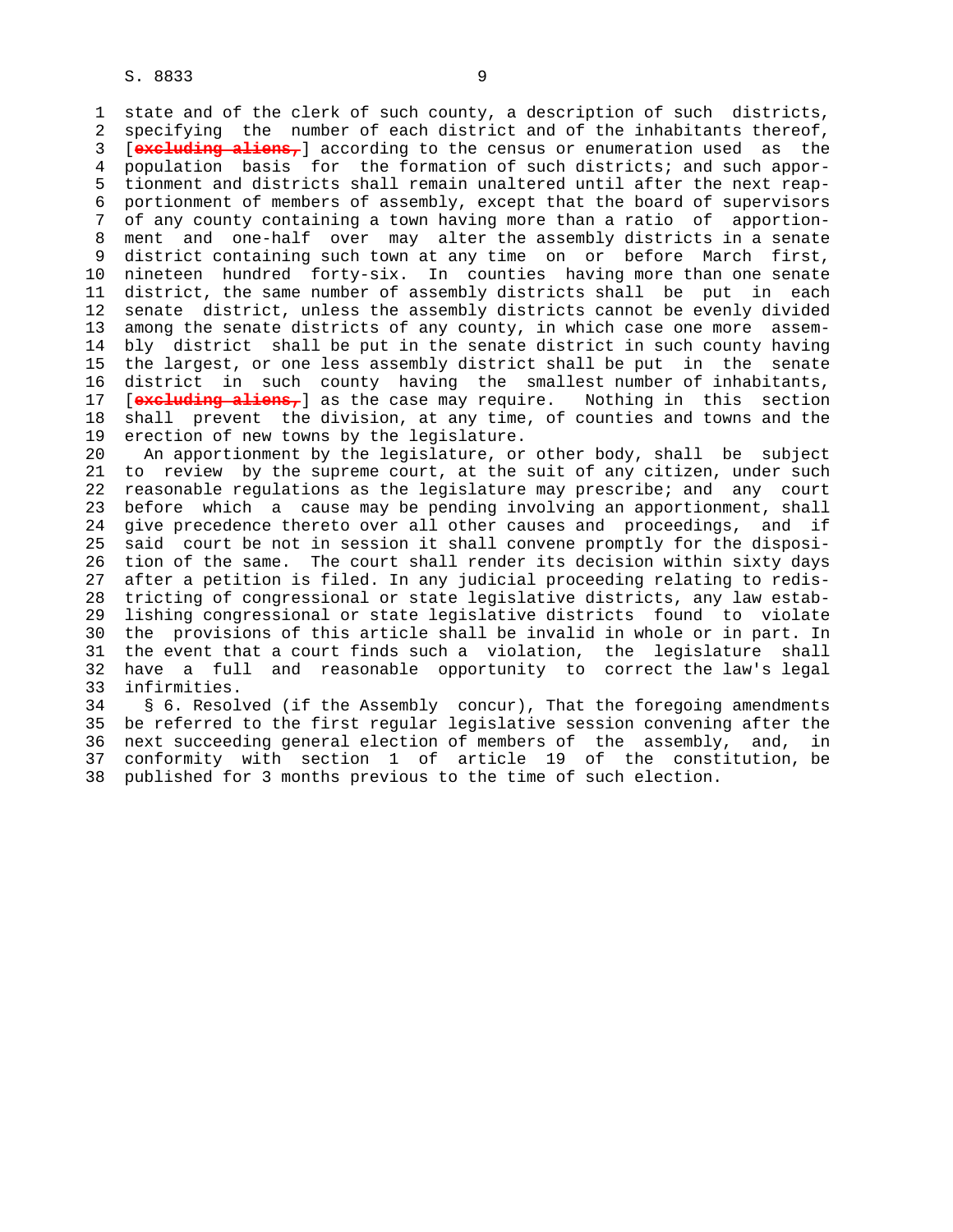state and of the clerk of such county, a description of such districts, specifying the number of each district and of the inhabitants thereof, [~~excluding aliens,~~] according to the census or enumeration used as the population basis for the formation of such districts; and such apportionment and districts shall remain unaltered until after the next reapportionment of members of assembly, except that the board of supervisors of any county containing a town having more than a ratio of apportionment and one-half over may alter the assembly districts in a senate district containing such town at any time on or before March first, nineteen hundred forty-six. In counties having more than one senate district, the same number of assembly districts shall be put in each senate district, unless the assembly districts cannot be evenly divided among the senate districts of any county, in which case one more assembly district shall be put in the senate district in such county having the largest, or one less assembly district shall be put in the senate district in such county having the smallest number of inhabitants, [~~excluding aliens,~~] as the case may require. Nothing in this section shall prevent the division, at any time, of counties and towns and the erection of new towns by the legislature.

An apportionment by the legislature, or other body, shall be subject to review by the supreme court, at the suit of any citizen, under such reasonable regulations as the legislature may prescribe; and any court before which a cause may be pending involving an apportionment, shall give precedence thereto over all other causes and proceedings, and if said court be not in session it shall convene promptly for the disposition of the same. The court shall render its decision within sixty days after a petition is filed. In any judicial proceeding relating to redistricting of congressional or state legislative districts, any law establishing congressional or state legislative districts found to violate the provisions of this article shall be invalid in whole or in part. In the event that a court finds such a violation, the legislature shall have a full and reasonable opportunity to correct the law's legal infirmities.

§ 6. Resolved (if the Assembly concur), That the foregoing amendments be referred to the first regular legislative session convening after the next succeeding general election of members of the assembly, and, in conformity with section 1 of article 19 of the constitution, be published for 3 months previous to the time of such election.